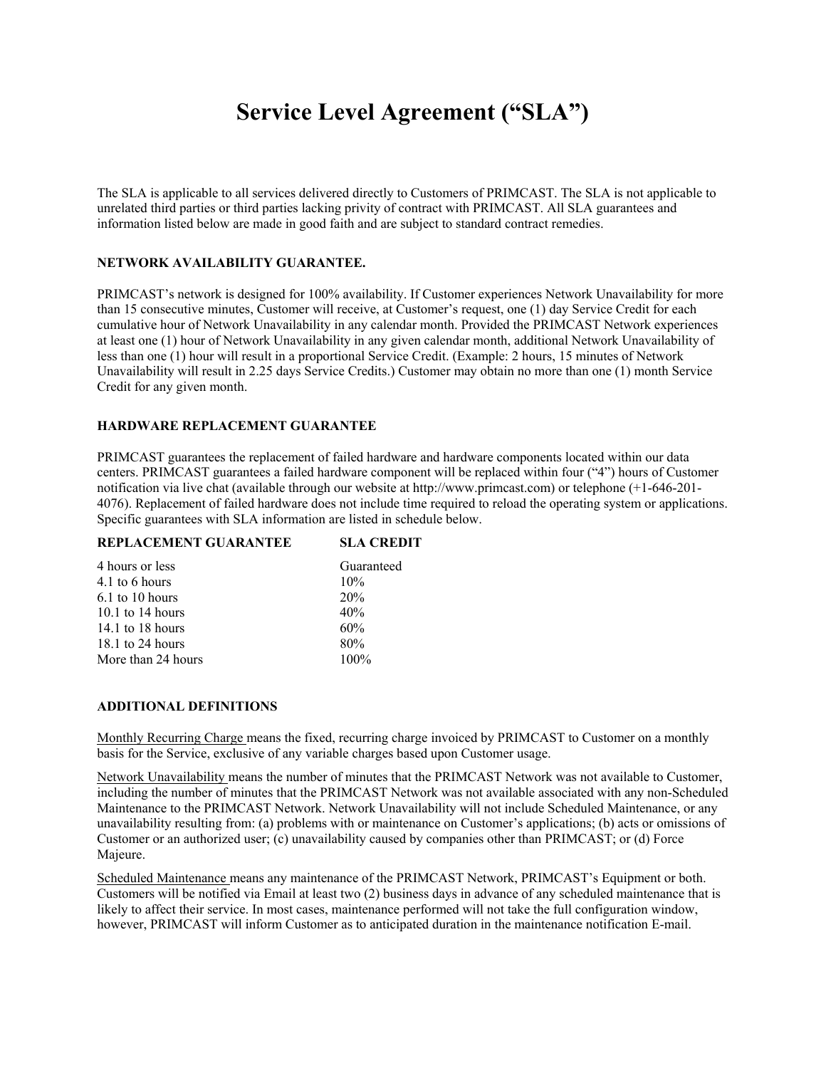# Service Level Agreement ("SLA")

The SLA is applicable to all services delivered directly to Customers of PRIMCAST. The SLA is not applicable to unrelated third parties or third parties lacking privity of contract with PRIMCAST. All SLA guarantees and information listed below are made in good faith and are subject to standard contract remedies.

**NETWORK AVAILABILITY GUARANTEE.**

PRIMCAST's network is designed for 100% availability. If Customer experiences Network Unavailability for more than 15 consecutive minutes, Customer will receive, at Customer's request, one (1) day Service Credit for each cumulative hour of Network Unavailability in any calendar month. Provided the PRIMCAST Network experiences at least one (1) hour of Network Unavailability in any given calendar month, additional Network Unavailability of less than one (1) hour will result in a proportional Service Credit. (Example: 2 hours, 15 minutes of Network Unavailability will result in 2.25 days Service Credits.) Customer may obtain no more than one (1) month Service Credit for any given month.

**HARDWARE REPLACEMENT GUARANTEE**

PRIMCAST guarantees the replacement of failed hardware and hardware components located within our data centers. PRIMCAST guarantees a failed hardware component will be replaced within four ("4") hours of Customer notification via live chat (available through our website at http://www.primcast.com) or telephone (+1-646-201-4076). Replacement of failed hardware does not include time required to reload the operating system or applications. Specific guarantees with SLA information are listed in schedule below.

| REPLACEMENT GUARANTEE | SLA CREDIT |
|---|---|
| 4 hours or less | Guaranteed |
| 4.1 to 6 hours | 10% |
| 6.1 to 10 hours | 20% |
| 10.1 to 14 hours | 40% |
| 14.1 to 18 hours | 60% |
| 18.1 to 24 hours | 80% |
| More than 24 hours | 100% |

**ADDITIONAL DEFINITIONS**

Monthly Recurring Charge means the fixed, recurring charge invoiced by PRIMCAST to Customer on a monthly basis for the Service, exclusive of any variable charges based upon Customer usage.

Network Unavailability means the number of minutes that the PRIMCAST Network was not available to Customer, including the number of minutes that the PRIMCAST Network was not available associated with any non-Scheduled Maintenance to the PRIMCAST Network. Network Unavailability will not include Scheduled Maintenance, or any unavailability resulting from: (a) problems with or maintenance on Customer's applications; (b) acts or omissions of Customer or an authorized user; (c) unavailability caused by companies other than PRIMCAST; or (d) Force Majeure.

Scheduled Maintenance means any maintenance of the PRIMCAST Network, PRIMCAST's Equipment or both. Customers will be notified via Email at least two (2) business days in advance of any scheduled maintenance that is likely to affect their service. In most cases, maintenance performed will not take the full configuration window, however, PRIMCAST will inform Customer as to anticipated duration in the maintenance notification E-mail.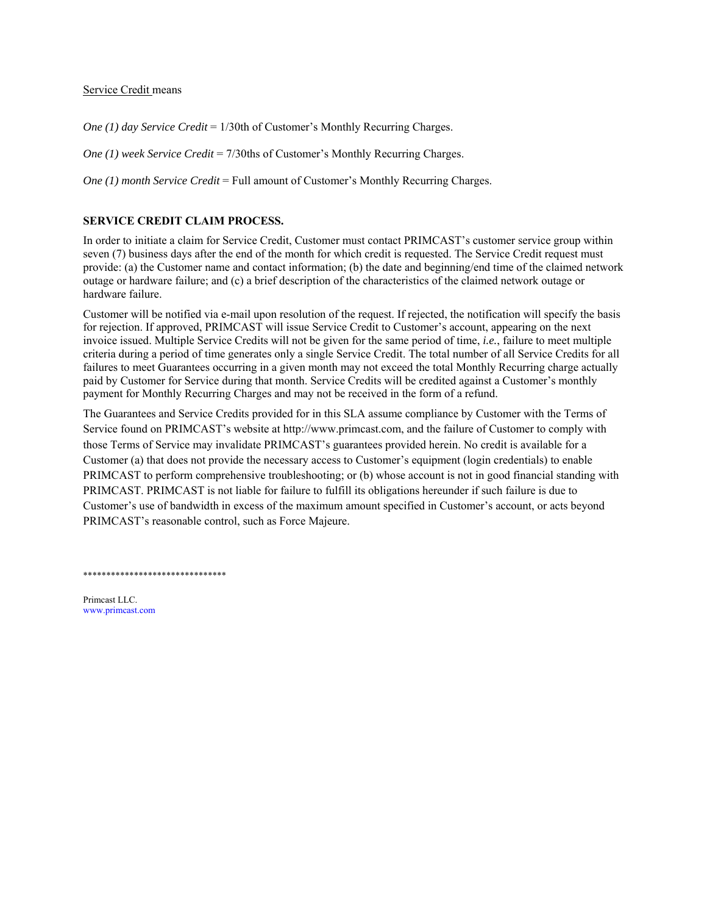Service Credit means

*One (1) day Service Credit* = 1/30th of Customer's Monthly Recurring Charges.

*One (1) week Service Credit* = 7/30ths of Customer's Monthly Recurring Charges.

*One (1) month Service Credit* = Full amount of Customer's Monthly Recurring Charges.

**SERVICE CREDIT CLAIM PROCESS.**

In order to initiate a claim for Service Credit, Customer must contact PRIMCAST's customer service group within seven (7) business days after the end of the month for which credit is requested. The Service Credit request must provide: (a) the Customer name and contact information; (b) the date and beginning/end time of the claimed network outage or hardware failure; and (c) a brief description of the characteristics of the claimed network outage or hardware failure.

Customer will be notified via e-mail upon resolution of the request. If rejected, the notification will specify the basis for rejection. If approved, PRIMCAST will issue Service Credit to Customer's account, appearing on the next invoice issued. Multiple Service Credits will not be given for the same period of time, *i.e.*, failure to meet multiple criteria during a period of time generates only a single Service Credit. The total number of all Service Credits for all failures to meet Guarantees occurring in a given month may not exceed the total Monthly Recurring charge actually paid by Customer for Service during that month. Service Credits will be credited against a Customer's monthly payment for Monthly Recurring Charges and may not be received in the form of a refund.

The Guarantees and Service Credits provided for in this SLA assume compliance by Customer with the Terms of Service found on PRIMCAST's website at http://www.primcast.com, and the failure of Customer to comply with those Terms of Service may invalidate PRIMCAST's guarantees provided herein. No credit is available for a Customer (a) that does not provide the necessary access to Customer's equipment (login credentials) to enable PRIMCAST to perform comprehensive troubleshooting; or (b) whose account is not in good financial standing with PRIMCAST. PRIMCAST is not liable for failure to fulfill its obligations hereunder if such failure is due to Customer's use of bandwidth in excess of the maximum amount specified in Customer's account, or acts beyond PRIMCAST's reasonable control, such as Force Majeure.

*******************************

Primcast LLC.
www.primcast.com